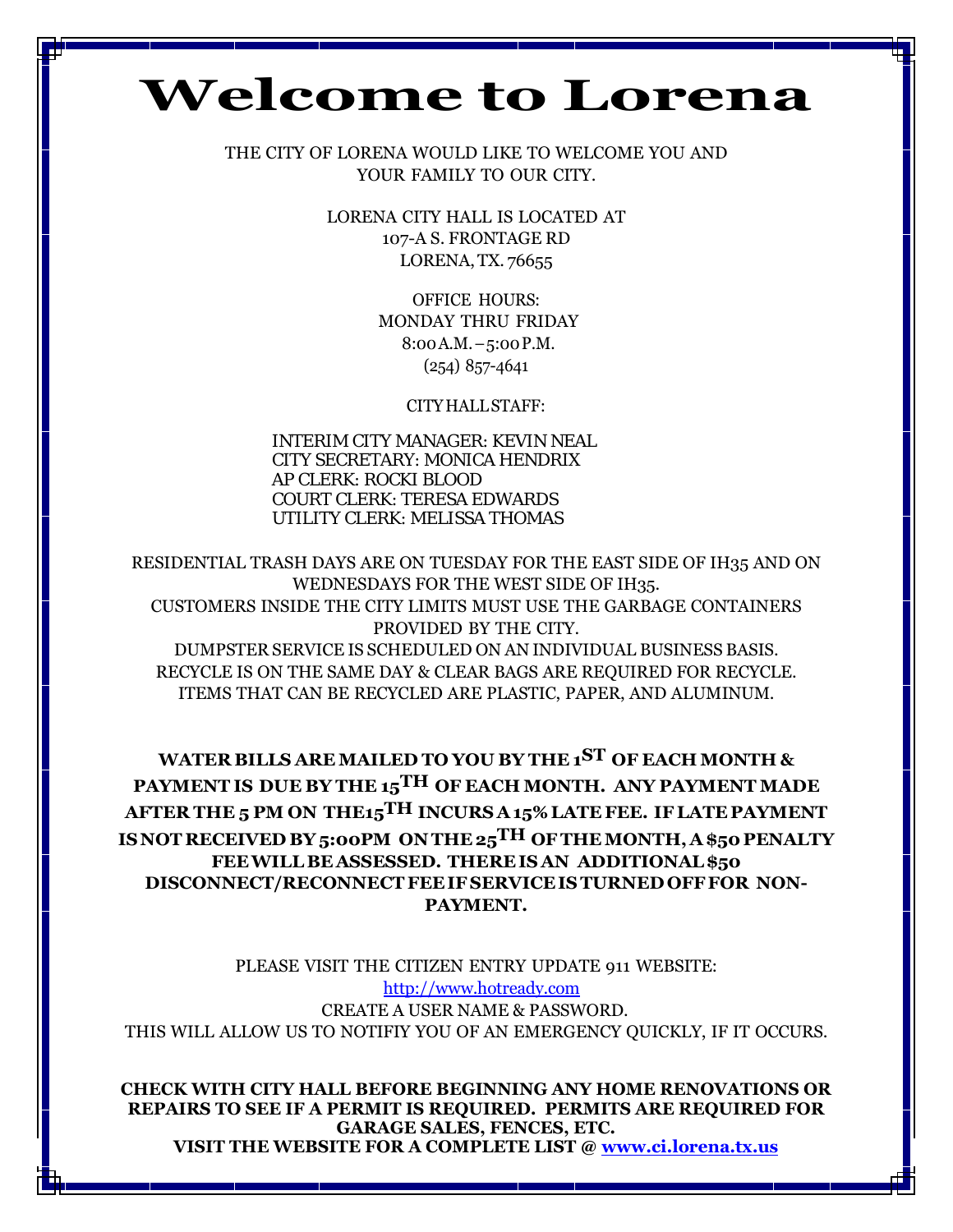# Welcome to Lorena

THE CITY OF LORENA WOULD LIKE TO WELCOME YOU AND YOUR FAMILY TO OUR CITY.

LORENA CITY HALL IS LOCATED AT
107-A S. FRONTAGE RD
LORENA, TX. 76655

OFFICE HOURS:
MONDAY THRU FRIDAY
8:00 A.M. – 5:00 P.M.
(254) 857-4641

CITY HALL STAFF:

INTERIM CITY MANAGER: KEVIN NEAL
CITY SECRETARY: MONICA HENDRIX
AP CLERK: ROCKI BLOOD
COURT CLERK: TERESA EDWARDS
UTILITY CLERK: MELISSA THOMAS

RESIDENTIAL TRASH DAYS ARE ON TUESDAY FOR THE EAST SIDE OF IH35 AND ON WEDNESDAYS FOR THE WEST SIDE OF IH35.
CUSTOMERS INSIDE THE CITY LIMITS MUST USE THE GARBAGE CONTAINERS PROVIDED BY THE CITY.
DUMPSTER SERVICE IS SCHEDULED ON AN INDIVIDUAL BUSINESS BASIS.
RECYCLE IS ON THE SAME DAY & CLEAR BAGS ARE REQUIRED FOR RECYCLE.
ITEMS THAT CAN BE RECYCLED ARE PLASTIC, PAPER, AND ALUMINUM.

**WATER BILLS ARE MAILED TO YOU BY THE 1ST OF EACH MONTH & PAYMENT IS DUE BY THE 15TH OF EACH MONTH. ANY PAYMENT MADE AFTER THE 5 PM ON THE15TH INCURS A 15% LATE FEE. IF LATE PAYMENT IS NOT RECEIVED BY 5:00PM ON THE 25TH OF THE MONTH, A $50 PENALTY FEE WILL BE ASSESSED. THERE IS AN ADDITIONAL $50 DISCONNECT/RECONNECT FEE IF SERVICE IS TURNED OFF FOR NON-PAYMENT.**

PLEASE VISIT THE CITIZEN ENTRY UPDATE 911 WEBSITE:
[http://www.hotready.com](http://www.hotready.com)
CREATE A USER NAME & PASSWORD.
THIS WILL ALLOW US TO NOTIFIY YOU OF AN EMERGENCY QUICKLY, IF IT OCCURS.

**CHECK WITH CITY HALL BEFORE BEGINNING ANY HOME RENOVATIONS OR REPAIRS TO SEE IF A PERMIT IS REQUIRED. PERMITS ARE REQUIRED FOR GARAGE SALES, FENCES, ETC.**
**VISIT THE WEBSITE FOR A COMPLETE LIST @ [www.ci.lorena.tx.us](http://www.ci.lorena.tx.us)**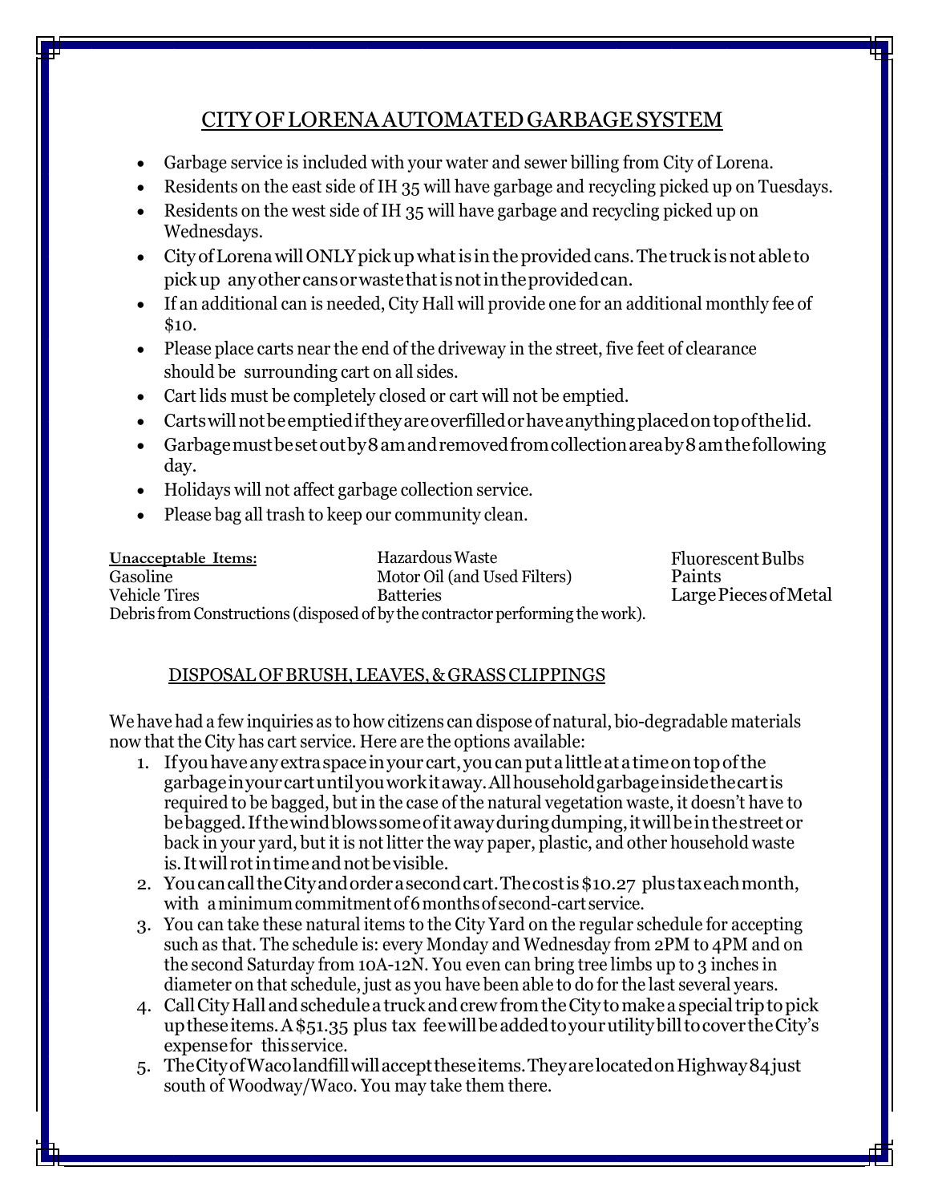## CITY OF LORENA AUTOMATED GARBAGE SYSTEM

- Garbage service is included with your water and sewer billing from City of Lorena.
- Residents on the east side of IH 35 will have garbage and recycling picked up on Tuesdays.
- Residents on the west side of IH 35 will have garbage and recycling picked up on Wednesdays.
- City of Lorena will ONLY pick up what is in the provided cans. The truck is not able to pick up any other cans or waste that is not in the provided can.
- If an additional can is needed, City Hall will provide one for an additional monthly fee of $10.
- Please place carts near the end of the driveway in the street, five feet of clearance should be surrounding cart on all sides.
- Cart lids must be completely closed or cart will not be emptied.
- Carts will not be emptied if they are overfilled or have anything placed on top of the lid.
- Garbage must be set out by 8 am and removed from collection area by 8 am the following day.
- Holidays will not affect garbage collection service.
- Please bag all trash to keep our community clean.

| Unacceptable Items: | Hazardous Waste | Fluorescent Bulbs |
|---|---|---|
| Gasoline | Motor Oil (and Used Filters) | Paints |
| Vehicle Tires | Batteries | Large Pieces of Metal |

Debris from Constructions (disposed of by the contractor performing the work).

## DISPOSAL OF BRUSH, LEAVES, & GRASS CLIPPINGS

We have had a few inquiries as to how citizens can dispose of natural, bio-degradable materials now that the City has cart service. Here are the options available:

1. If you have any extra space in your cart, you can put a little at a time on top of the garbage in your cart until you work it away. All household garbage inside the cart is required to be bagged, but in the case of the natural vegetation waste, it doesn't have to be bagged. If the wind blows some of it away during dumping, it will be in the street or back in your yard, but it is not litter the way paper, plastic, and other household waste is. It will rot in time and not be visible.
2. You can call the City and order a second cart. The cost is $10.27 plus tax each month, with a minimum commitment of 6 months of second-cart service.
3. You can take these natural items to the City Yard on the regular schedule for accepting such as that. The schedule is: every Monday and Wednesday from 2PM to 4PM and on the second Saturday from 10A-12N. You even can bring tree limbs up to 3 inches in diameter on that schedule, just as you have been able to do for the last several years.
4. Call City Hall and schedule a truck and crew from the City to make a special trip to pick up these items. A $51.35 plus tax fee will be added to your utility bill to cover the City's expense for this service.
5. The City of Waco landfill will accept these items. They are located on Highway 84 just south of Woodway/Waco. You may take them there.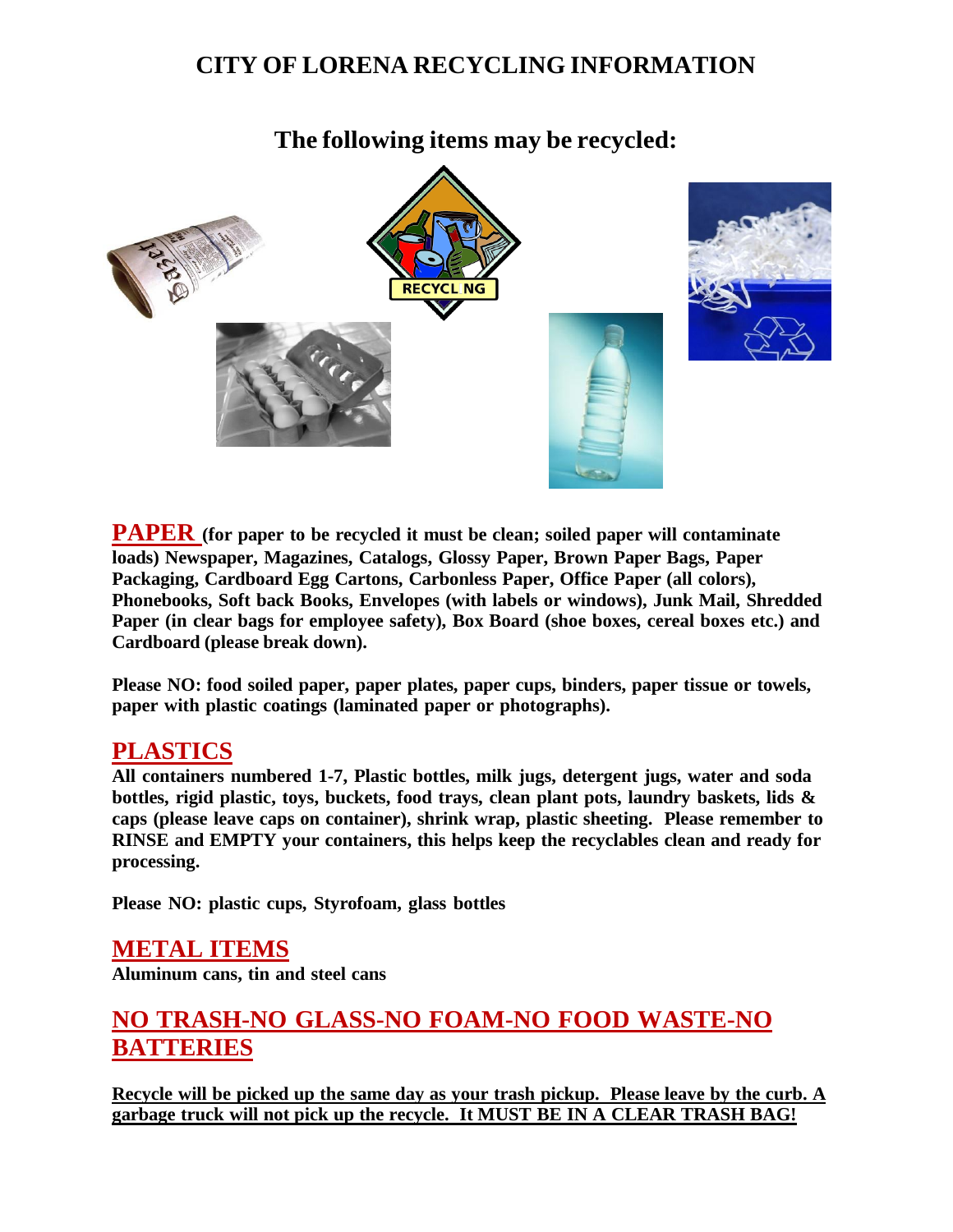# CITY OF LORENA RECYCLING INFORMATION

## The following items may be recycled:

**PAPER** **(for paper to be recycled it must be clean; soiled paper will contaminate loads) Newspaper, Magazines, Catalogs, Glossy Paper, Brown Paper Bags, Paper Packaging, Cardboard Egg Cartons, Carbonless Paper, Office Paper (all colors), Phonebooks, Soft back Books, Envelopes (with labels or windows), Junk Mail, Shredded Paper (in clear bags for employee safety), Box Board (shoe boxes, cereal boxes etc.) and Cardboard (please break down).**

**Please NO: food soiled paper, paper plates, paper cups, binders, paper tissue or towels, paper with plastic coatings (laminated paper or photographs).**

## PLASTICS

**All containers numbered 1-7, Plastic bottles, milk jugs, detergent jugs, water and soda bottles, rigid plastic, toys, buckets, food trays, clean plant pots, laundry baskets, lids & caps (please leave caps on container), shrink wrap, plastic sheeting. Please remember to RINSE and EMPTY your containers, this helps keep the recyclables clean and ready for processing.**

**Please NO: plastic cups, Styrofoam, glass bottles**

## METAL ITEMS

**Aluminum cans, tin and steel cans**

## NO TRASH-NO GLASS-NO FOAM-NO FOOD WASTE-NO BATTERIES

**Recycle will be picked up the same day as your trash pickup. Please leave by the curb. A garbage truck will not pick up the recycle. It MUST BE IN A CLEAR TRASH BAG!**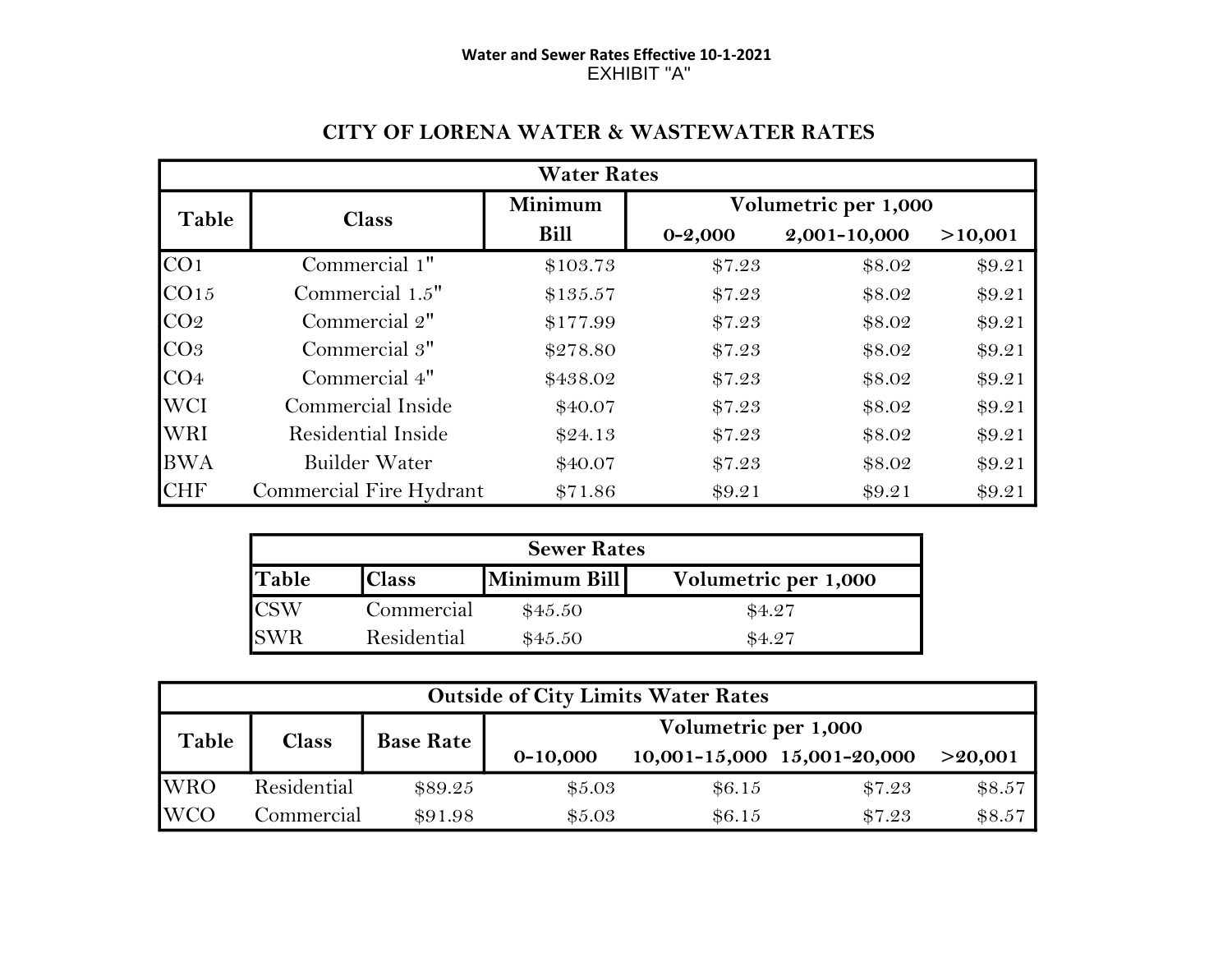**Water and Sewer Rates Effective 10-1-2021**

EXHIBIT "A"

# CITY OF LORENA WATER & WASTEWATER RATES

| Water Rates | | | | | |
|---|---|---|---|---|---|
| Table | Class | Minimum Bill | Volumetric per 1,000 | | |
| | | | 0-2,000 | 2,001-10,000 | >10,001 |
| CO1 | Commercial 1" | $103.73 | $7.23 | $8.02 | $9.21 |
| CO15 | Commercial 1.5" | $135.57 | $7.23 | $8.02 | $9.21 |
| CO2 | Commercial 2" | $177.99 | $7.23 | $8.02 | $9.21 |
| CO3 | Commercial 3" | $278.80 | $7.23 | $8.02 | $9.21 |
| CO4 | Commercial 4" | $438.02 | $7.23 | $8.02 | $9.21 |
| WCI | Commercial Inside | $40.07 | $7.23 | $8.02 | $9.21 |
| WRI | Residential Inside | $24.13 | $7.23 | $8.02 | $9.21 |
| BWA | Builder Water | $40.07 | $7.23 | $8.02 | $9.21 |
| CHF | Commercial Fire Hydrant | $71.86 | $9.21 | $9.21 | $9.21 |

| Sewer Rates | | | |
|---|---|---|---|
| Table | Class | Minimum Bill | Volumetric per 1,000 |
| CSW | Commercial | $45.50 | $4.27 |
| SWR | Residential | $45.50 | $4.27 |

| Outside of City Limits Water Rates | | | | | | |
|---|---|---|---|---|---|---|
| Table | Class | Base Rate | Volumetric per 1,000 | | | |
| | | | 0-10,000 | 10,001-15,000 | 15,001-20,000 | >20,001 |
| WRO | Residential | $89.25 | $5.03 | $6.15 | $7.23 | $8.57 |
| WCO | Commercial | $91.98 | $5.03 | $6.15 | $7.23 | $8.57 |